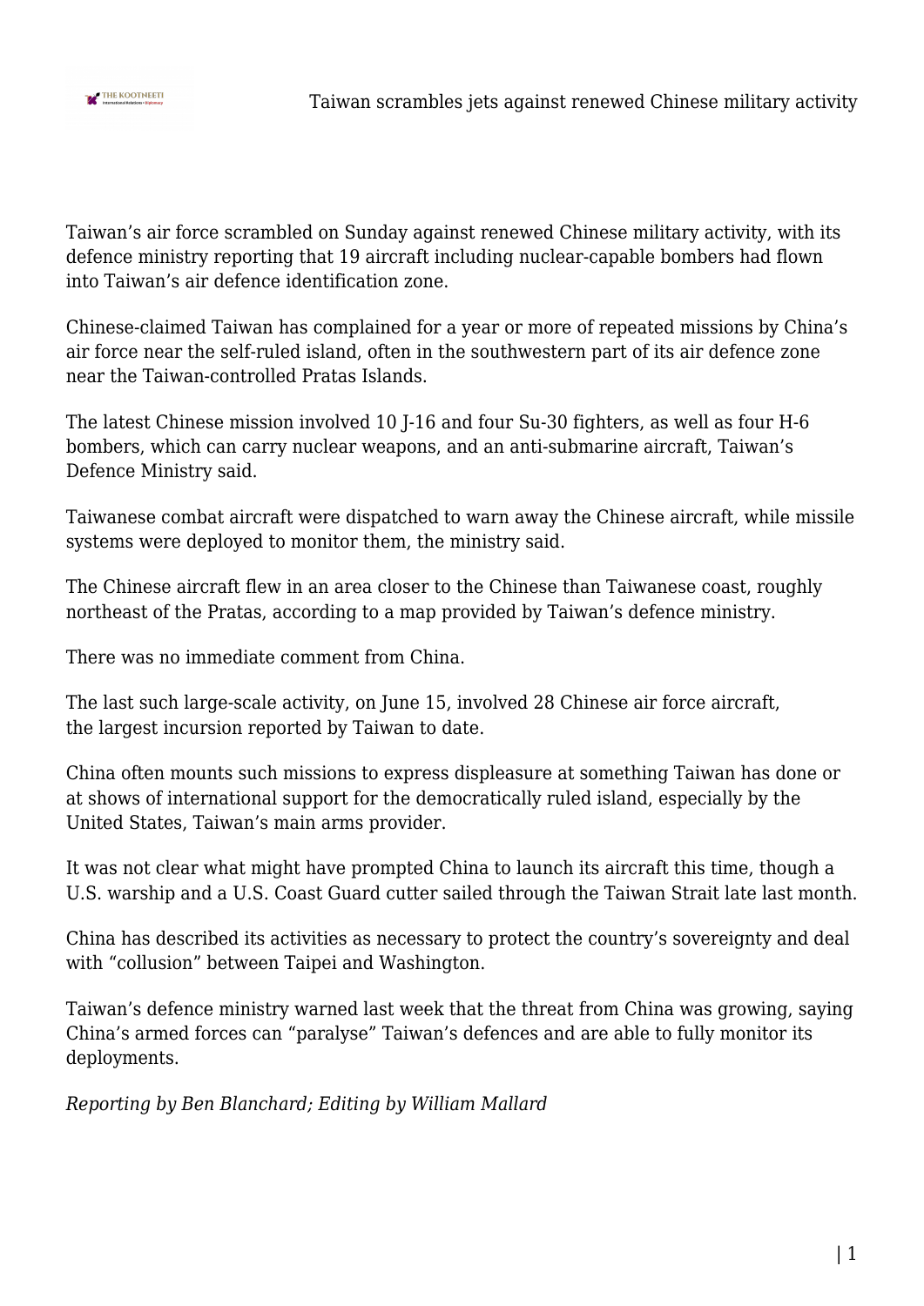Taiwan's air force scrambled on Sunday against renewed Chinese military activity, with its defence ministry reporting that 19 aircraft including nuclear-capable bombers had flown into Taiwan's air defence identification zone.

Chinese-claimed Taiwan has complained for a year or more of repeated missions by China's air force near the self-ruled island, often in the southwestern part of its air defence zone near the Taiwan-controlled Pratas Islands.

The latest Chinese mission involved 10 J-16 and four Su-30 fighters, as well as four H-6 bombers, which can carry nuclear weapons, and an anti-submarine aircraft, Taiwan's Defence Ministry said.

Taiwanese combat aircraft were dispatched to warn away the Chinese aircraft, while missile systems were deployed to monitor them, the ministry said.

The Chinese aircraft flew in an area closer to the Chinese than Taiwanese coast, roughly northeast of the Pratas, according to a map provided by Taiwan's defence ministry.

There was no immediate comment from China.

The last such large-scale activity, on June 15, involved 28 Chinese air force aircraft, the largest incursion reported by Taiwan to date.

China often mounts such missions to express displeasure at something Taiwan has done or at shows of international support for the democratically ruled island, especially by the United States, Taiwan's main arms provider.

It was not clear what might have prompted China to launch its aircraft this time, though a U.S. warship and a U.S. Coast Guard cutter sailed through the Taiwan Strait late last month.

China has described its activities as necessary to protect the country's sovereignty and deal with "collusion" between Taipei and Washington.

Taiwan's defence ministry warned last week that the threat from China was growing, saying China's armed forces can "paralyse" Taiwan's defences and are able to fully monitor its deployments.

*Reporting by Ben Blanchard; Editing by William Mallard*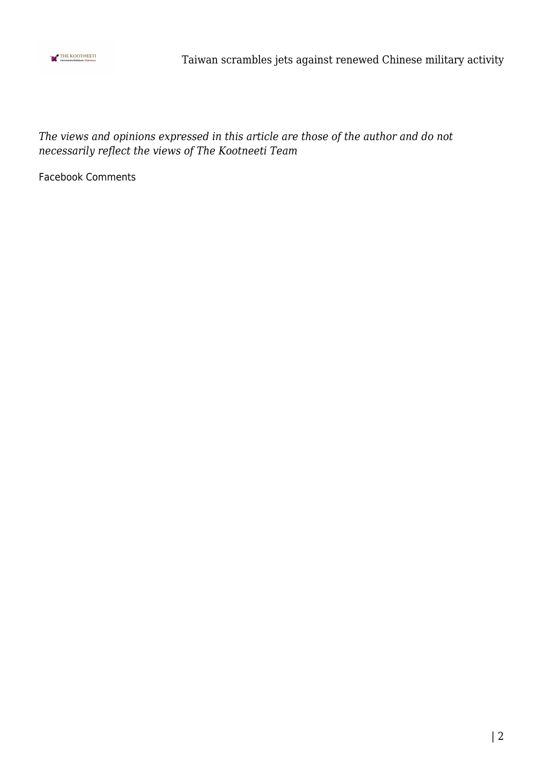*The views and opinions expressed in this article are those of the author and do not necessarily reflect the views of The Kootneeti Team*

Facebook Comments